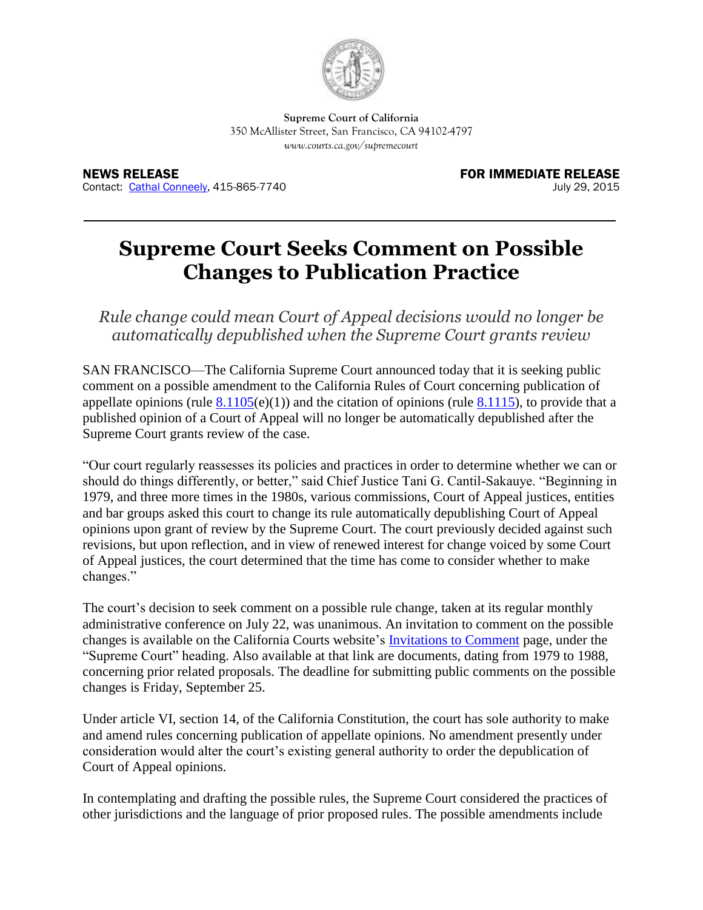**Supreme Court of California**
350 McAllister Street, San Francisco, CA 94102-4797
*www.courts.ca.gov/supremecourt*

**NEWS RELEASE**
Contact: Cathal Conneely, 415-865-7740

**FOR IMMEDIATE RELEASE**
July 29, 2015

# Supreme Court Seeks Comment on Possible Changes to Publication Practice

*Rule change could mean Court of Appeal decisions would no longer be automatically depublished when the Supreme Court grants review*

SAN FRANCISCO—The California Supreme Court announced today that it is seeking public comment on a possible amendment to the California Rules of Court concerning publication of appellate opinions (rule 8.1105(e)(1)) and the citation of opinions (rule 8.1115), to provide that a published opinion of a Court of Appeal will no longer be automatically depublished after the Supreme Court grants review of the case.

"Our court regularly reassesses its policies and practices in order to determine whether we can or should do things differently, or better," said Chief Justice Tani G. Cantil-Sakauye. "Beginning in 1979, and three more times in the 1980s, various commissions, Court of Appeal justices, entities and bar groups asked this court to change its rule automatically depublishing Court of Appeal opinions upon grant of review by the Supreme Court. The court previously decided against such revisions, but upon reflection, and in view of renewed interest for change voiced by some Court of Appeal justices, the court determined that the time has come to consider whether to make changes."

The court's decision to seek comment on a possible rule change, taken at its regular monthly administrative conference on July 22, was unanimous. An invitation to comment on the possible changes is available on the California Courts website's Invitations to Comment page, under the "Supreme Court" heading. Also available at that link are documents, dating from 1979 to 1988, concerning prior related proposals. The deadline for submitting public comments on the possible changes is Friday, September 25.

Under article VI, section 14, of the California Constitution, the court has sole authority to make and amend rules concerning publication of appellate opinions. No amendment presently under consideration would alter the court's existing general authority to order the depublication of Court of Appeal opinions.

In contemplating and drafting the possible rules, the Supreme Court considered the practices of other jurisdictions and the language of prior proposed rules. The possible amendments include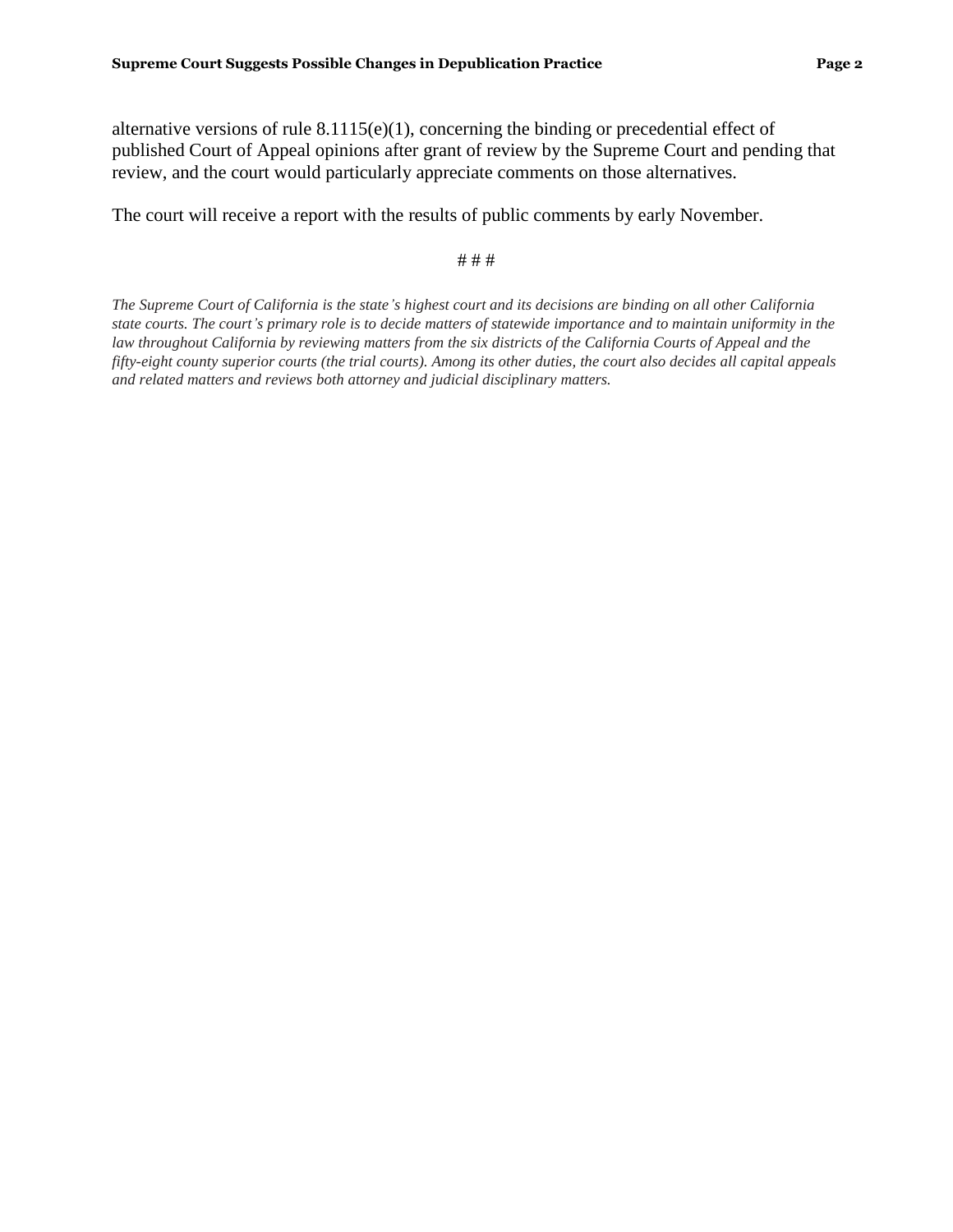alternative versions of rule 8.1115(e)(1), concerning the binding or precedential effect of published Court of Appeal opinions after grant of review by the Supreme Court and pending that review, and the court would particularly appreciate comments on those alternatives.

The court will receive a report with the results of public comments by early November.

# # #

*The Supreme Court of California is the state's highest court and its decisions are binding on all other California state courts. The court's primary role is to decide matters of statewide importance and to maintain uniformity in the law throughout California by reviewing matters from the six districts of the California Courts of Appeal and the fifty-eight county superior courts (the trial courts). Among its other duties, the court also decides all capital appeals and related matters and reviews both attorney and judicial disciplinary matters.*